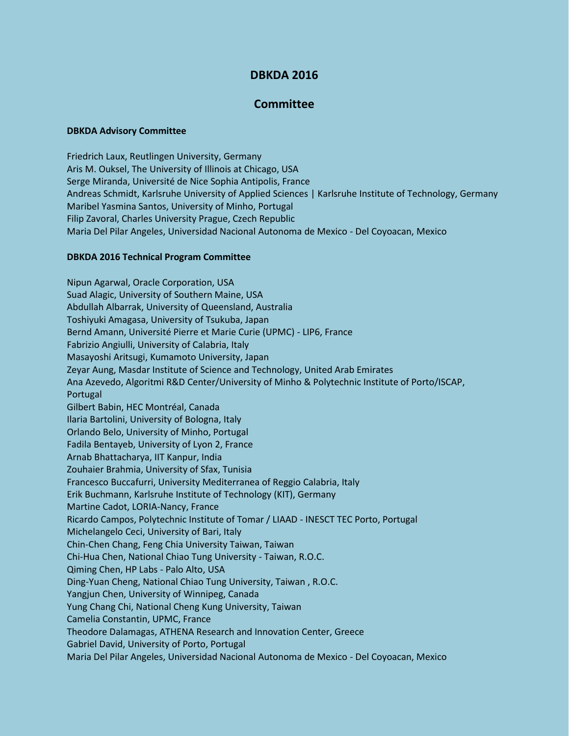# DBKDA 2016

## Committee

### DBKDA Advisory Committee

Friedrich Laux, Reutlingen University, Germany
Aris M. Ouksel, The University of Illinois at Chicago, USA
Serge Miranda, Université de Nice Sophia Antipolis, France
Andreas Schmidt, Karlsruhe University of Applied Sciences | Karlsruhe Institute of Technology, Germany
Maribel Yasmina Santos, University of Minho, Portugal
Filip Zavoral, Charles University Prague, Czech Republic
Maria Del Pilar Angeles, Universidad Nacional Autonoma de Mexico - Del Coyoacan, Mexico

### DBKDA 2016 Technical Program Committee

Nipun Agarwal, Oracle Corporation, USA
Suad Alagic, University of Southern Maine, USA
Abdullah Albarrak, University of Queensland, Australia
Toshiyuki Amagasa, University of Tsukuba, Japan
Bernd Amann, Université Pierre et Marie Curie (UPMC) - LIP6, France
Fabrizio Angiulli, University of Calabria, Italy
Masayoshi Aritsugi, Kumamoto University, Japan
Zeyar Aung, Masdar Institute of Science and Technology, United Arab Emirates
Ana Azevedo, Algoritmi R&D Center/University of Minho & Polytechnic Institute of Porto/ISCAP, Portugal
Gilbert Babin, HEC Montréal, Canada
Ilaria Bartolini, University of Bologna, Italy
Orlando Belo, University of Minho, Portugal
Fadila Bentayeb, University of Lyon 2, France
Arnab Bhattacharya, IIT Kanpur, India
Zouhaier Brahmia, University of Sfax, Tunisia
Francesco Buccafurri, University Mediterranea of Reggio Calabria, Italy
Erik Buchmann, Karlsruhe Institute of Technology (KIT), Germany
Martine Cadot, LORIA-Nancy, France
Ricardo Campos, Polytechnic Institute of Tomar / LIAAD - INESCT TEC Porto, Portugal
Michelangelo Ceci, University of Bari, Italy
Chin-Chen Chang, Feng Chia University Taiwan, Taiwan
Chi-Hua Chen, National Chiao Tung University - Taiwan, R.O.C.
Qiming Chen, HP Labs - Palo Alto, USA
Ding-Yuan Cheng, National Chiao Tung University, Taiwan , R.O.C.
Yangjun Chen, University of Winnipeg, Canada
Yung Chang Chi, National Cheng Kung University, Taiwan
Camelia Constantin, UPMC, France
Theodore Dalamagas, ATHENA Research and Innovation Center, Greece
Gabriel David, University of Porto, Portugal
Maria Del Pilar Angeles, Universidad Nacional Autonoma de Mexico - Del Coyoacan, Mexico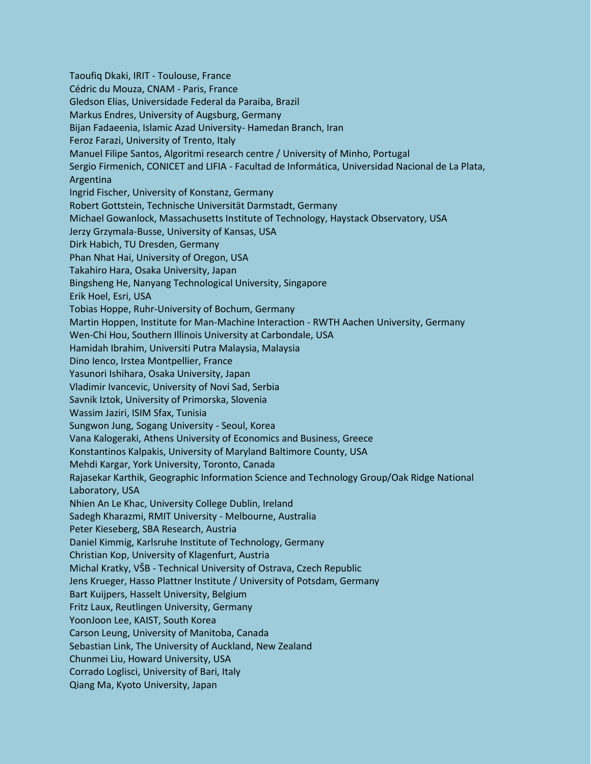Taoufiq Dkaki, IRIT - Toulouse, France
Cédric du Mouza, CNAM - Paris, France
Gledson Elias, Universidade Federal da Paraiba, Brazil
Markus Endres, University of Augsburg, Germany
Bijan Fadaeenia, Islamic Azad University- Hamedan Branch, Iran
Feroz Farazi, University of Trento, Italy
Manuel Filipe Santos, Algoritmi research centre / University of Minho, Portugal
Sergio Firmenich, CONICET and LIFIA - Facultad de Informática, Universidad Nacional de La Plata, Argentina
Ingrid Fischer, University of Konstanz, Germany
Robert Gottstein, Technische Universität Darmstadt, Germany
Michael Gowanlock, Massachusetts Institute of Technology, Haystack Observatory, USA
Jerzy Grzymala-Busse, University of Kansas, USA
Dirk Habich, TU Dresden, Germany
Phan Nhat Hai, University of Oregon, USA
Takahiro Hara, Osaka University, Japan
Bingsheng He, Nanyang Technological University, Singapore
Erik Hoel, Esri, USA
Tobias Hoppe, Ruhr-University of Bochum, Germany
Martin Hoppen, Institute for Man-Machine Interaction - RWTH Aachen University, Germany
Wen-Chi Hou, Southern Illinois University at Carbondale, USA
Hamidah Ibrahim, Universiti Putra Malaysia, Malaysia
Dino Ienco, Irstea Montpellier, France
Yasunori Ishihara, Osaka University, Japan
Vladimir Ivancevic, University of Novi Sad, Serbia
Savnik Iztok, University of Primorska, Slovenia
Wassim Jaziri, ISIM Sfax, Tunisia
Sungwon Jung, Sogang University - Seoul, Korea
Vana Kalogeraki, Athens University of Economics and Business, Greece
Konstantinos Kalpakis, University of Maryland Baltimore County, USA
Mehdi Kargar, York University, Toronto, Canada
Rajasekar Karthik, Geographic Information Science and Technology Group/Oak Ridge National Laboratory, USA
Nhien An Le Khac, University College Dublin, Ireland
Sadegh Kharazmi, RMIT University - Melbourne, Australia
Peter Kieseberg, SBA Research, Austria
Daniel Kimmig, Karlsruhe Institute of Technology, Germany
Christian Kop, University of Klagenfurt, Austria
Michal Kratky, VŠB - Technical University of Ostrava, Czech Republic
Jens Krueger, Hasso Plattner Institute / University of Potsdam, Germany
Bart Kuijpers, Hasselt University, Belgium
Fritz Laux, Reutlingen University, Germany
YoonJoon Lee, KAIST, South Korea
Carson Leung, University of Manitoba, Canada
Sebastian Link, The University of Auckland, New Zealand
Chunmei Liu, Howard University, USA
Corrado Loglisci, University of Bari, Italy
Qiang Ma, Kyoto University, Japan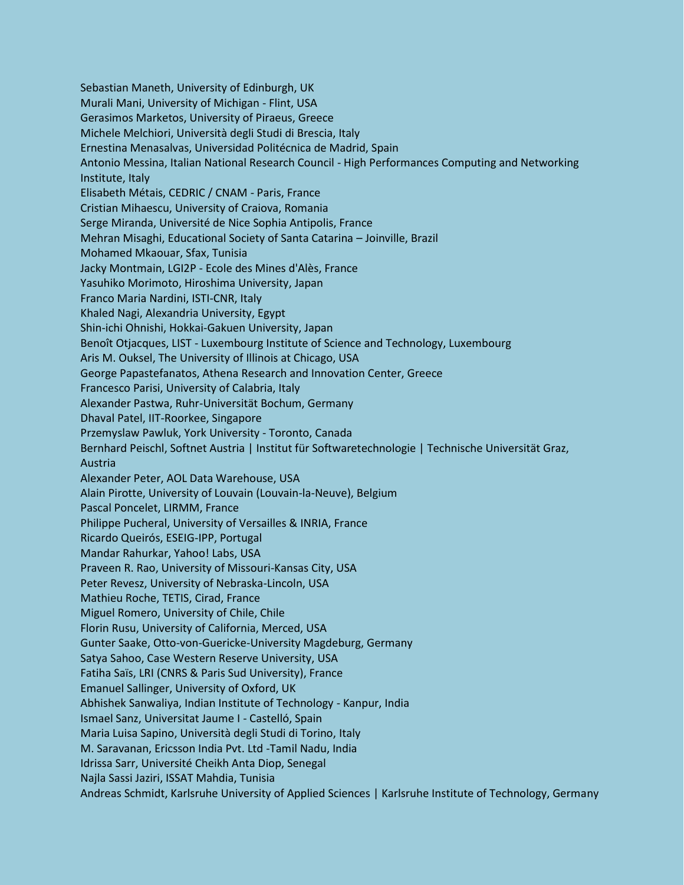Sebastian Maneth, University of Edinburgh, UK
Murali Mani, University of Michigan - Flint, USA
Gerasimos Marketos, University of Piraeus, Greece
Michele Melchiori, Università degli Studi di Brescia, Italy
Ernestina Menasalvas, Universidad Politécnica de Madrid, Spain
Antonio Messina, Italian National Research Council - High Performances Computing and Networking Institute, Italy
Elisabeth Métais, CEDRIC / CNAM - Paris, France
Cristian Mihaescu, University of Craiova, Romania
Serge Miranda, Université de Nice Sophia Antipolis, France
Mehran Misaghi, Educational Society of Santa Catarina – Joinville, Brazil
Mohamed Mkaouar, Sfax, Tunisia
Jacky Montmain, LGI2P - Ecole des Mines d'Alès, France
Yasuhiko Morimoto, Hiroshima University, Japan
Franco Maria Nardini, ISTI-CNR, Italy
Khaled Nagi, Alexandria University, Egypt
Shin-ichi Ohnishi, Hokkai-Gakuen University, Japan
Benoît Otjacques, LIST - Luxembourg Institute of Science and Technology, Luxembourg
Aris M. Ouksel, The University of Illinois at Chicago, USA
George Papastefanatos, Athena Research and Innovation Center, Greece
Francesco Parisi, University of Calabria, Italy
Alexander Pastwa, Ruhr-Universität Bochum, Germany
Dhaval Patel, IIT-Roorkee, Singapore
Przemyslaw Pawluk, York University - Toronto, Canada
Bernhard Peischl, Softnet Austria | Institut für Softwaretechnologie | Technische Universität Graz, Austria
Alexander Peter, AOL Data Warehouse, USA
Alain Pirotte, University of Louvain (Louvain-la-Neuve), Belgium
Pascal Poncelet, LIRMM, France
Philippe Pucheral, University of Versailles & INRIA, France
Ricardo Queirós, ESEIG-IPP, Portugal
Mandar Rahurkar, Yahoo! Labs, USA
Praveen R. Rao, University of Missouri-Kansas City, USA
Peter Revesz, University of Nebraska-Lincoln, USA
Mathieu Roche, TETIS, Cirad, France
Miguel Romero, University of Chile, Chile
Florin Rusu, University of California, Merced, USA
Gunter Saake, Otto-von-Guericke-University Magdeburg, Germany
Satya Sahoo, Case Western Reserve University, USA
Fatiha Saïs, LRI (CNRS & Paris Sud University), France
Emanuel Sallinger, University of Oxford, UK
Abhishek Sanwaliya, Indian Institute of Technology - Kanpur, India
Ismael Sanz, Universitat Jaume I - Castelló, Spain
Maria Luisa Sapino, Università degli Studi di Torino, Italy
M. Saravanan, Ericsson India Pvt. Ltd -Tamil Nadu, India
Idrissa Sarr, Université Cheikh Anta Diop, Senegal
Najla Sassi Jaziri, ISSAT Mahdia, Tunisia
Andreas Schmidt, Karlsruhe University of Applied Sciences | Karlsruhe Institute of Technology, Germany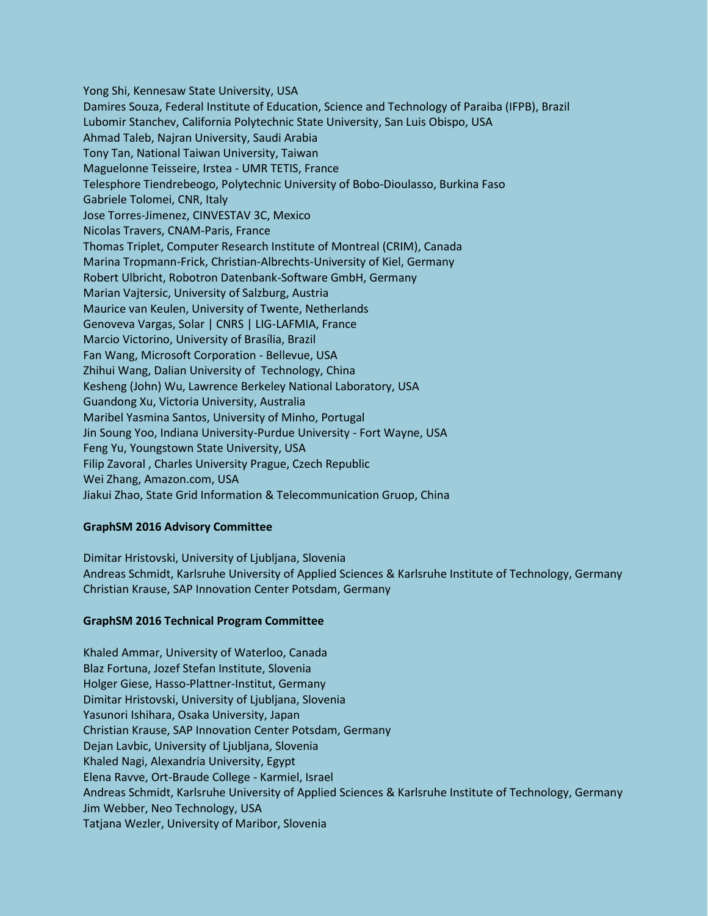Yong Shi, Kennesaw State University, USA
Damires Souza, Federal Institute of Education, Science and Technology of Paraiba (IFPB), Brazil
Lubomir Stanchev, California Polytechnic State University, San Luis Obispo, USA
Ahmad Taleb, Najran University, Saudi Arabia
Tony Tan, National Taiwan University, Taiwan
Maguelonne Teisseire, Irstea - UMR TETIS, France
Telesphore Tiendrebeogo, Polytechnic University of Bobo-Dioulasso, Burkina Faso
Gabriele Tolomei, CNR, Italy
Jose Torres-Jimenez, CINVESTAV 3C, Mexico
Nicolas Travers, CNAM-Paris, France
Thomas Triplet, Computer Research Institute of Montreal (CRIM), Canada
Marina Tropmann-Frick, Christian-Albrechts-University of Kiel, Germany
Robert Ulbricht, Robotron Datenbank-Software GmbH, Germany
Marian Vajtersic, University of Salzburg, Austria
Maurice van Keulen, University of Twente, Netherlands
Genoveva Vargas, Solar | CNRS | LIG-LAFMIA, France
Marcio Victorino, University of Brasília, Brazil
Fan Wang, Microsoft Corporation - Bellevue, USA
Zhihui Wang, Dalian University of Technology, China
Kesheng (John) Wu, Lawrence Berkeley National Laboratory, USA
Guandong Xu, Victoria University, Australia
Maribel Yasmina Santos, University of Minho, Portugal
Jin Soung Yoo, Indiana University-Purdue University - Fort Wayne, USA
Feng Yu, Youngstown State University, USA
Filip Zavoral , Charles University Prague, Czech Republic
Wei Zhang, Amazon.com, USA
Jiakui Zhao, State Grid Information & Telecommunication Gruop, China

**GraphSM 2016 Advisory Committee**

Dimitar Hristovski, University of Ljubljana, Slovenia
Andreas Schmidt, Karlsruhe University of Applied Sciences & Karlsruhe Institute of Technology, Germany
Christian Krause, SAP Innovation Center Potsdam, Germany

**GraphSM 2016 Technical Program Committee**

Khaled Ammar, University of Waterloo, Canada
Blaz Fortuna, Jozef Stefan Institute, Slovenia
Holger Giese, Hasso-Plattner-Institut, Germany
Dimitar Hristovski, University of Ljubljana, Slovenia
Yasunori Ishihara, Osaka University, Japan
Christian Krause, SAP Innovation Center Potsdam, Germany
Dejan Lavbic, University of Ljubljana, Slovenia
Khaled Nagi, Alexandria University, Egypt
Elena Ravve, Ort-Braude College - Karmiel, Israel
Andreas Schmidt, Karlsruhe University of Applied Sciences & Karlsruhe Institute of Technology, Germany
Jim Webber, Neo Technology, USA
Tatjana Wezler, University of Maribor, Slovenia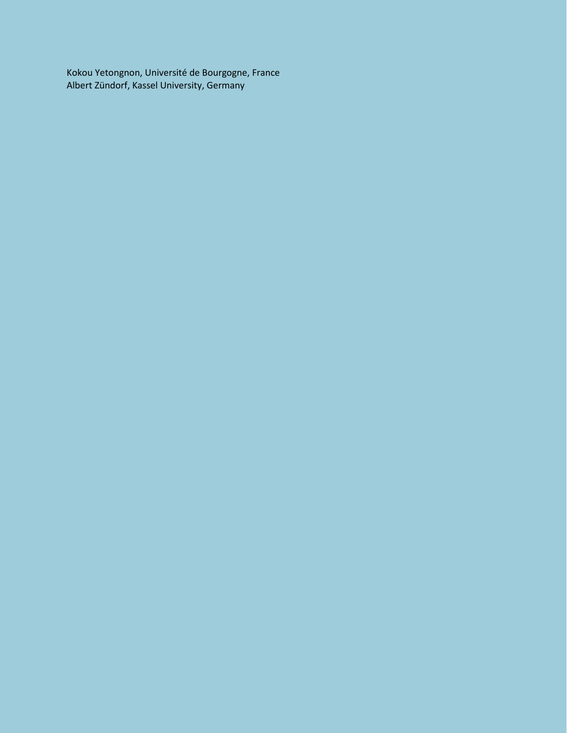Kokou Yetongnon, Université de Bourgogne, France
Albert Zündorf, Kassel University, Germany